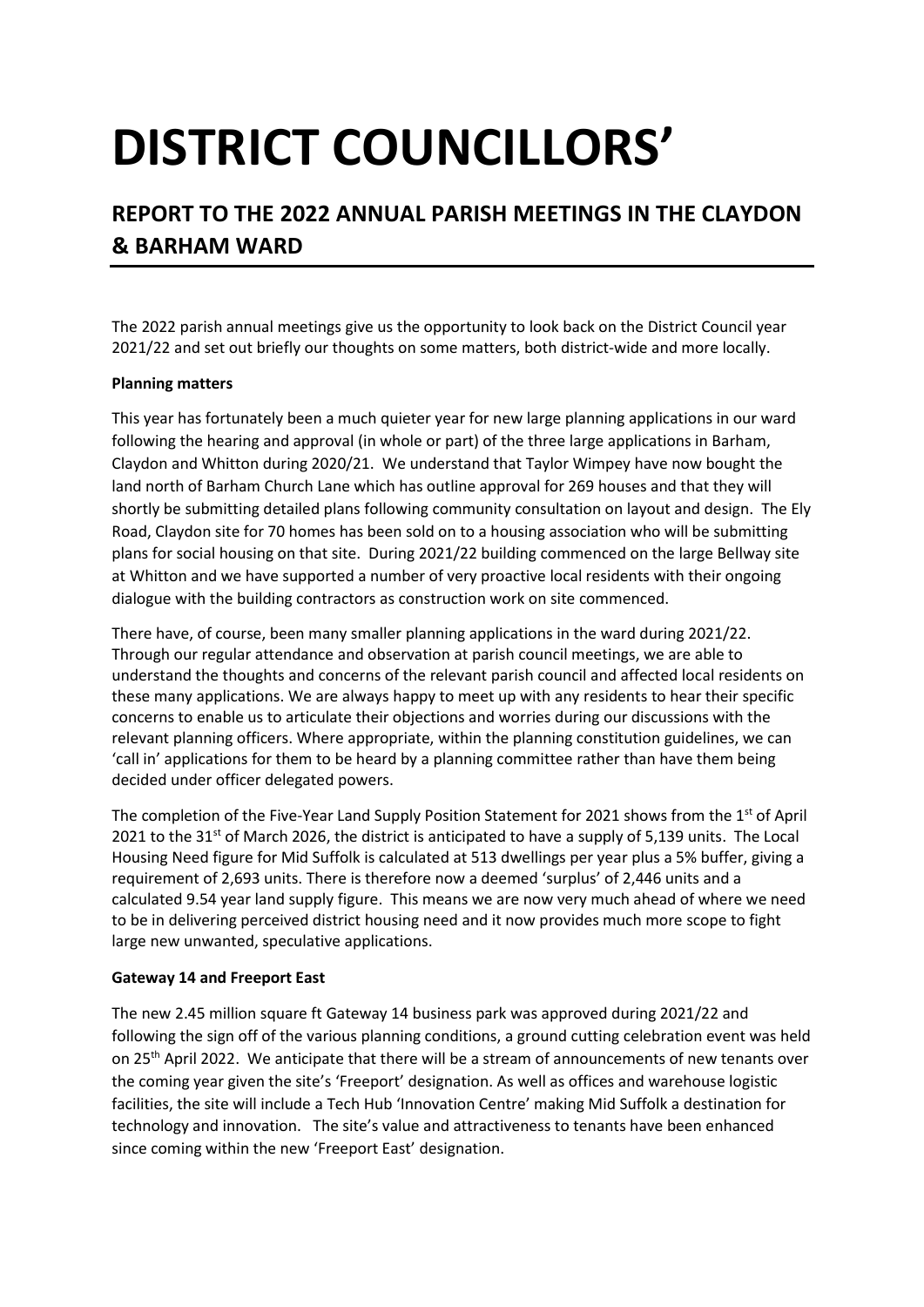# DISTRICT COUNCILLORS'

## REPORT TO THE 2022 ANNUAL PARISH MEETINGS IN THE CLAYDON & BARHAM WARD

The 2022 parish annual meetings give us the opportunity to look back on the District Council year 2021/22 and set out briefly our thoughts on some matters, both district-wide and more locally.

**Planning matters**

This year has fortunately been a much quieter year for new large planning applications in our ward following the hearing and approval (in whole or part) of the three large applications in Barham, Claydon and Whitton during 2020/21. We understand that Taylor Wimpey have now bought the land north of Barham Church Lane which has outline approval for 269 houses and that they will shortly be submitting detailed plans following community consultation on layout and design. The Ely Road, Claydon site for 70 homes has been sold on to a housing association who will be submitting plans for social housing on that site. During 2021/22 building commenced on the large Bellway site at Whitton and we have supported a number of very proactive local residents with their ongoing dialogue with the building contractors as construction work on site commenced.

There have, of course, been many smaller planning applications in the ward during 2021/22. Through our regular attendance and observation at parish council meetings, we are able to understand the thoughts and concerns of the relevant parish council and affected local residents on these many applications. We are always happy to meet up with any residents to hear their specific concerns to enable us to articulate their objections and worries during our discussions with the relevant planning officers. Where appropriate, within the planning constitution guidelines, we can 'call in' applications for them to be heard by a planning committee rather than have them being decided under officer delegated powers.

The completion of the Five-Year Land Supply Position Statement for 2021 shows from the 1st of April 2021 to the 31st of March 2026, the district is anticipated to have a supply of 5,139 units. The Local Housing Need figure for Mid Suffolk is calculated at 513 dwellings per year plus a 5% buffer, giving a requirement of 2,693 units. There is therefore now a deemed 'surplus' of 2,446 units and a calculated 9.54 year land supply figure. This means we are now very much ahead of where we need to be in delivering perceived district housing need and it now provides much more scope to fight large new unwanted, speculative applications.

**Gateway 14 and Freeport East**

The new 2.45 million square ft Gateway 14 business park was approved during 2021/22 and following the sign off of the various planning conditions, a ground cutting celebration event was held on 25th April 2022. We anticipate that there will be a stream of announcements of new tenants over the coming year given the site's 'Freeport' designation. As well as offices and warehouse logistic facilities, the site will include a Tech Hub 'Innovation Centre' making Mid Suffolk a destination for technology and innovation. The site's value and attractiveness to tenants have been enhanced since coming within the new 'Freeport East' designation.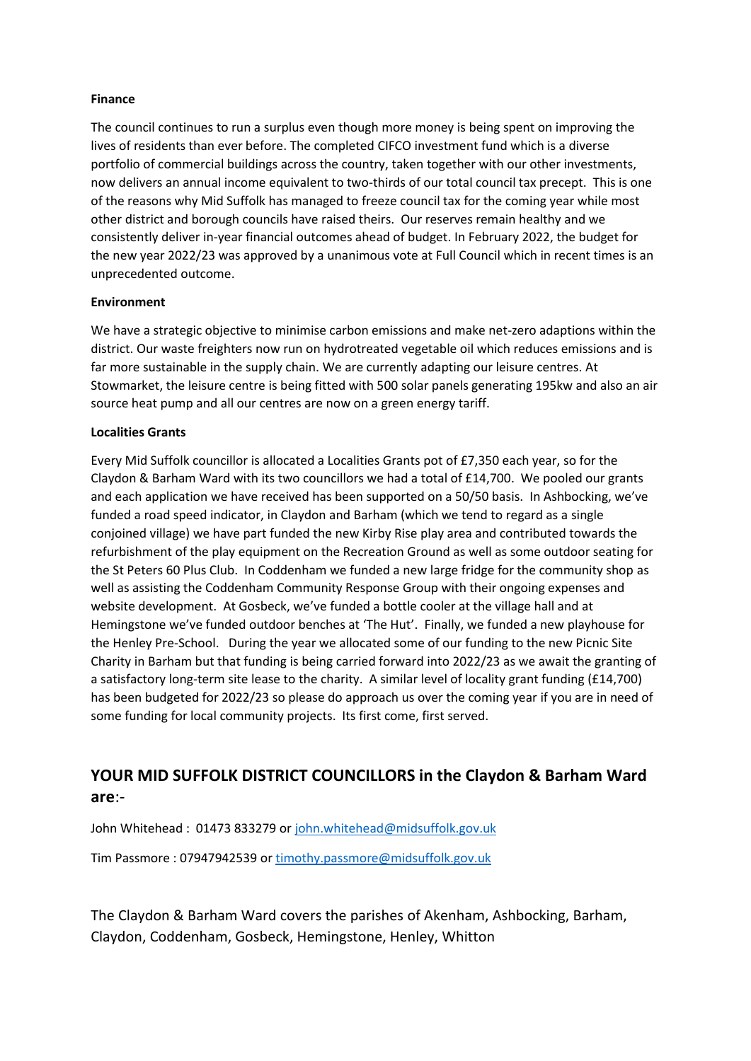**Finance**

The council continues to run a surplus even though more money is being spent on improving the lives of residents than ever before. The completed CIFCO investment fund which is a diverse portfolio of commercial buildings across the country, taken together with our other investments, now delivers an annual income equivalent to two-thirds of our total council tax precept. This is one of the reasons why Mid Suffolk has managed to freeze council tax for the coming year while most other district and borough councils have raised theirs. Our reserves remain healthy and we consistently deliver in-year financial outcomes ahead of budget. In February 2022, the budget for the new year 2022/23 was approved by a unanimous vote at Full Council which in recent times is an unprecedented outcome.

**Environment**

We have a strategic objective to minimise carbon emissions and make net-zero adaptions within the district. Our waste freighters now run on hydrotreated vegetable oil which reduces emissions and is far more sustainable in the supply chain. We are currently adapting our leisure centres. At Stowmarket, the leisure centre is being fitted with 500 solar panels generating 195kw and also an air source heat pump and all our centres are now on a green energy tariff.

**Localities Grants**

Every Mid Suffolk councillor is allocated a Localities Grants pot of £7,350 each year, so for the Claydon & Barham Ward with its two councillors we had a total of £14,700. We pooled our grants and each application we have received has been supported on a 50/50 basis. In Ashbocking, we've funded a road speed indicator, in Claydon and Barham (which we tend to regard as a single conjoined village) we have part funded the new Kirby Rise play area and contributed towards the refurbishment of the play equipment on the Recreation Ground as well as some outdoor seating for the St Peters 60 Plus Club. In Coddenham we funded a new large fridge for the community shop as well as assisting the Coddenham Community Response Group with their ongoing expenses and website development. At Gosbeck, we've funded a bottle cooler at the village hall and at Hemingstone we've funded outdoor benches at 'The Hut'. Finally, we funded a new playhouse for the Henley Pre-School. During the year we allocated some of our funding to the new Picnic Site Charity in Barham but that funding is being carried forward into 2022/23 as we await the granting of a satisfactory long-term site lease to the charity. A similar level of locality grant funding (£14,700) has been budgeted for 2022/23 so please do approach us over the coming year if you are in need of some funding for local community projects. Its first come, first served.

## YOUR MID SUFFOLK DISTRICT COUNCILLORS in the Claydon & Barham Ward are:-

John Whitehead : 01473 833279 or john.whitehead@midsuffolk.gov.uk

Tim Passmore : 07947942539 or timothy.passmore@midsuffolk.gov.uk

The Claydon & Barham Ward covers the parishes of Akenham, Ashbocking, Barham, Claydon, Coddenham, Gosbeck, Hemingstone, Henley, Whitton